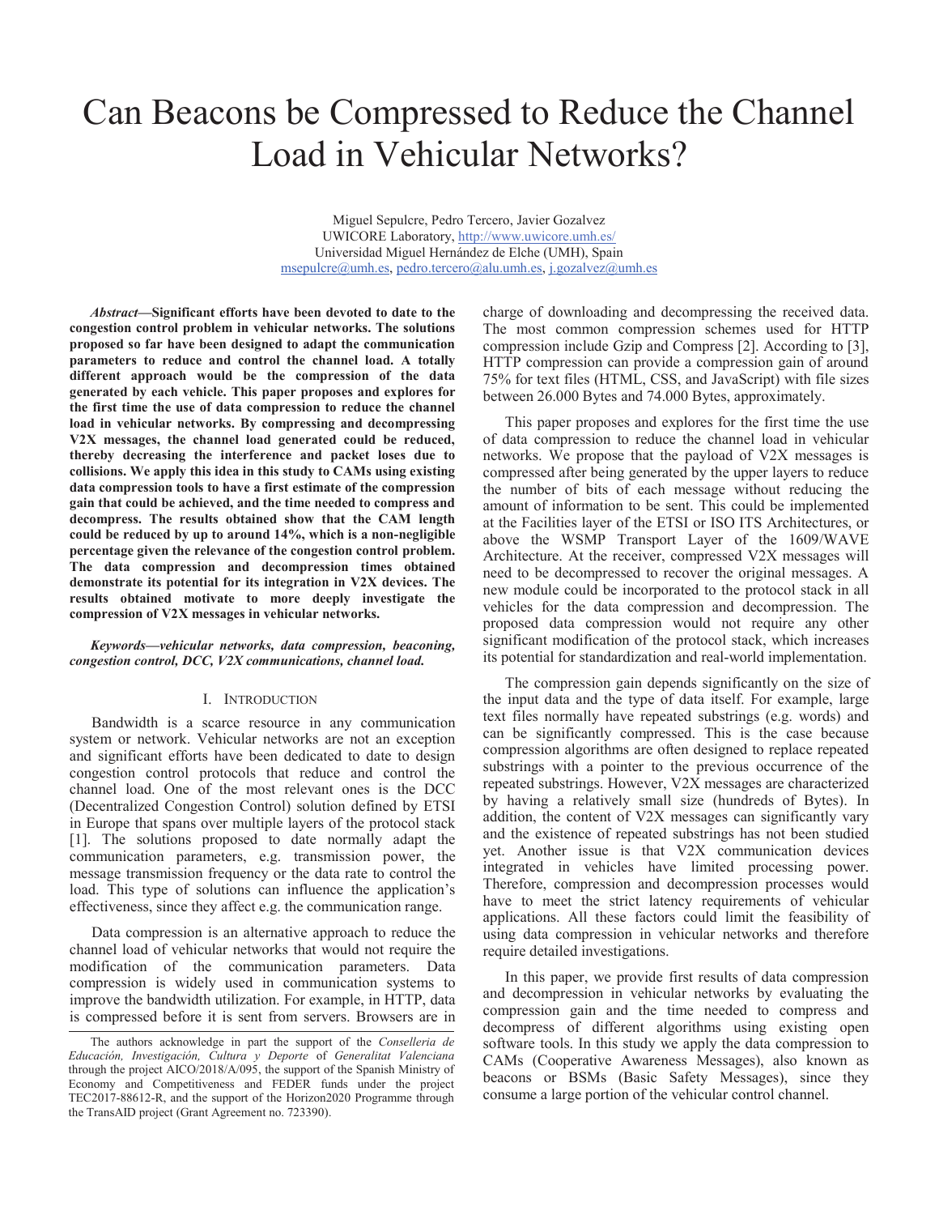# Can Beacons be Compressed to Reduce the Channel Load in Vehicular Networks?

Miguel Sepulcre, Pedro Tercero, Javier Gozalvez
UWICORE Laboratory, http://www.uwicore.umh.es/
Universidad Miguel Hernández de Elche (UMH), Spain
msepulcre@umh.es, pedro.tercero@alu.umh.es, j.gozalvez@umh.es

***Abstract*—Significant efforts have been devoted to date to the congestion control problem in vehicular networks. The solutions proposed so far have been designed to adapt the communication parameters to reduce and control the channel load. A totally different approach would be the compression of the data generated by each vehicle. This paper proposes and explores for the first time the use of data compression to reduce the channel load in vehicular networks. By compressing and decompressing V2X messages, the channel load generated could be reduced, thereby decreasing the interference and packet loses due to collisions. We apply this idea in this study to CAMs using existing data compression tools to have a first estimate of the compression gain that could be achieved, and the time needed to compress and decompress. The results obtained show that the CAM length could be reduced by up to around 14%, which is a non-negligible percentage given the relevance of the congestion control problem. The data compression and decompression times obtained demonstrate its potential for its integration in V2X devices. The results obtained motivate to more deeply investigate the compression of V2X messages in vehicular networks.**

***Keywords—vehicular networks, data compression, beaconing, congestion control, DCC, V2X communications, channel load.***

## I. Introduction

Bandwidth is a scarce resource in any communication system or network. Vehicular networks are not an exception and significant efforts have been dedicated to date to design congestion control protocols that reduce and control the channel load. One of the most relevant ones is the DCC (Decentralized Congestion Control) solution defined by ETSI in Europe that spans over multiple layers of the protocol stack [1]. The solutions proposed to date normally adapt the communication parameters, e.g. transmission power, the message transmission frequency or the data rate to control the load. This type of solutions can influence the application's effectiveness, since they affect e.g. the communication range.

Data compression is an alternative approach to reduce the channel load of vehicular networks that would not require the modification of the communication parameters. Data compression is widely used in communication systems to improve the bandwidth utilization. For example, in HTTP, data is compressed before it is sent from servers. Browsers are in charge of downloading and decompressing the received data. The most common compression schemes used for HTTP compression include Gzip and Compress [2]. According to [3], HTTP compression can provide a compression gain of around 75% for text files (HTML, CSS, and JavaScript) with file sizes between 26.000 Bytes and 74.000 Bytes, approximately.

This paper proposes and explores for the first time the use of data compression to reduce the channel load in vehicular networks. We propose that the payload of V2X messages is compressed after being generated by the upper layers to reduce the number of bits of each message without reducing the amount of information to be sent. This could be implemented at the Facilities layer of the ETSI or ISO ITS Architectures, or above the WSMP Transport Layer of the 1609/WAVE Architecture. At the receiver, compressed V2X messages will need to be decompressed to recover the original messages. A new module could be incorporated to the protocol stack in all vehicles for the data compression and decompression. The proposed data compression would not require any other significant modification of the protocol stack, which increases its potential for standardization and real-world implementation.

The compression gain depends significantly on the size of the input data and the type of data itself. For example, large text files normally have repeated substrings (e.g. words) and can be significantly compressed. This is the case because compression algorithms are often designed to replace repeated substrings with a pointer to the previous occurrence of the repeated substrings. However, V2X messages are characterized by having a relatively small size (hundreds of Bytes). In addition, the content of V2X messages can significantly vary and the existence of repeated substrings has not been studied yet. Another issue is that V2X communication devices integrated in vehicles have limited processing power. Therefore, compression and decompression processes would have to meet the strict latency requirements of vehicular applications. All these factors could limit the feasibility of using data compression in vehicular networks and therefore require detailed investigations.

In this paper, we provide first results of data compression and decompression in vehicular networks by evaluating the compression gain and the time needed to compress and decompress of different algorithms using existing open software tools. In this study we apply the data compression to CAMs (Cooperative Awareness Messages), also known as beacons or BSMs (Basic Safety Messages), since they consume a large portion of the vehicular control channel.

The authors acknowledge in part the support of the *Conselleria de Educación, Investigación, Cultura y Deporte* of *Generalitat Valenciana* through the project AICO/2018/A/095, the support of the Spanish Ministry of Economy and Competitiveness and FEDER funds under the project TEC2017-88612-R, and the support of the Horizon2020 Programme through the TransAID project (Grant Agreement no. 723390).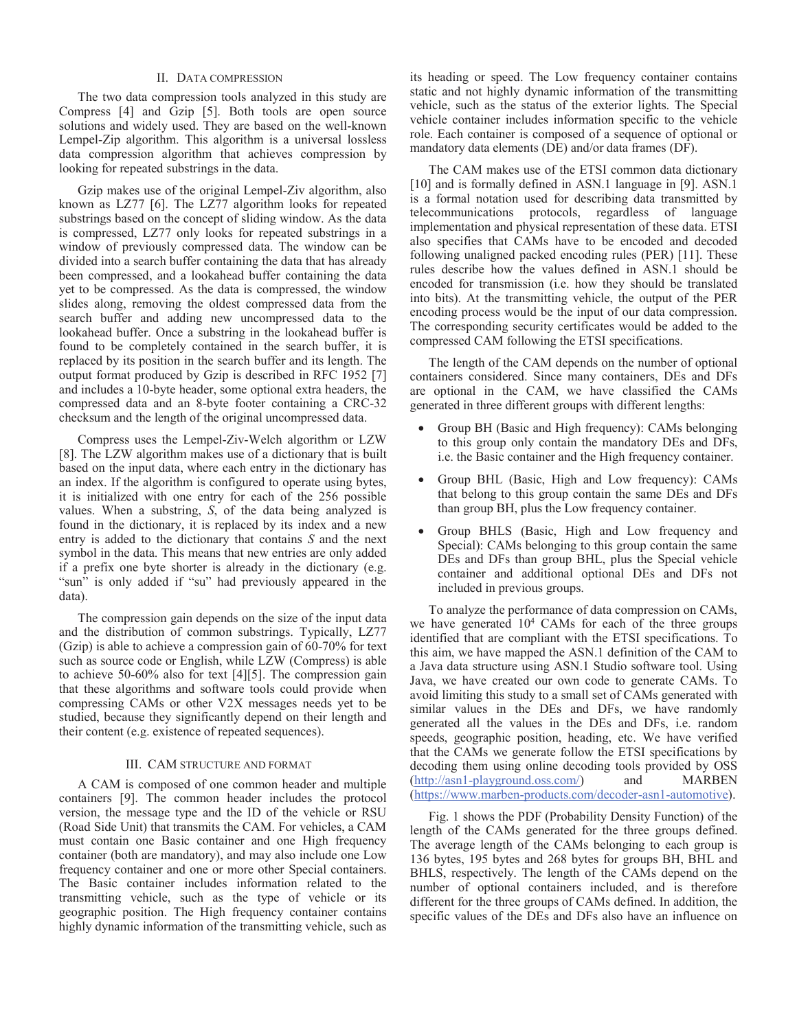## II. DATA COMPRESSION

The two data compression tools analyzed in this study are Compress [4] and Gzip [5]. Both tools are open source solutions and widely used. They are based on the well-known Lempel-Zip algorithm. This algorithm is a universal lossless data compression algorithm that achieves compression by looking for repeated substrings in the data.

Gzip makes use of the original Lempel-Ziv algorithm, also known as LZ77 [6]. The LZ77 algorithm looks for repeated substrings based on the concept of sliding window. As the data is compressed, LZ77 only looks for repeated substrings in a window of previously compressed data. The window can be divided into a search buffer containing the data that has already been compressed, and a lookahead buffer containing the data yet to be compressed. As the data is compressed, the window slides along, removing the oldest compressed data from the search buffer and adding new uncompressed data to the lookahead buffer. Once a substring in the lookahead buffer is found to be completely contained in the search buffer, it is replaced by its position in the search buffer and its length. The output format produced by Gzip is described in RFC 1952 [7] and includes a 10-byte header, some optional extra headers, the compressed data and an 8-byte footer containing a CRC-32 checksum and the length of the original uncompressed data.

Compress uses the Lempel-Ziv-Welch algorithm or LZW [8]. The LZW algorithm makes use of a dictionary that is built based on the input data, where each entry in the dictionary has an index. If the algorithm is configured to operate using bytes, it is initialized with one entry for each of the 256 possible values. When a substring, *S*, of the data being analyzed is found in the dictionary, it is replaced by its index and a new entry is added to the dictionary that contains *S* and the next symbol in the data. This means that new entries are only added if a prefix one byte shorter is already in the dictionary (e.g. "sun" is only added if "su" had previously appeared in the data).

The compression gain depends on the size of the input data and the distribution of common substrings. Typically, LZ77 (Gzip) is able to achieve a compression gain of 60-70% for text such as source code or English, while LZW (Compress) is able to achieve 50-60% also for text [4][5]. The compression gain that these algorithms and software tools could provide when compressing CAMs or other V2X messages needs yet to be studied, because they significantly depend on their length and their content (e.g. existence of repeated sequences).

## III. CAM STRUCTURE AND FORMAT

A CAM is composed of one common header and multiple containers [9]. The common header includes the protocol version, the message type and the ID of the vehicle or RSU (Road Side Unit) that transmits the CAM. For vehicles, a CAM must contain one Basic container and one High frequency container (both are mandatory), and may also include one Low frequency container and one or more other Special containers. The Basic container includes information related to the transmitting vehicle, such as the type of vehicle or its geographic position. The High frequency container contains highly dynamic information of the transmitting vehicle, such as its heading or speed. The Low frequency container contains static and not highly dynamic information of the transmitting vehicle, such as the status of the exterior lights. The Special vehicle container includes information specific to the vehicle role. Each container is composed of a sequence of optional or mandatory data elements (DE) and/or data frames (DF).

The CAM makes use of the ETSI common data dictionary [10] and is formally defined in ASN.1 language in [9]. ASN.1 is a formal notation used for describing data transmitted by telecommunications protocols, regardless of language implementation and physical representation of these data. ETSI also specifies that CAMs have to be encoded and decoded following unaligned packed encoding rules (PER) [11]. These rules describe how the values defined in ASN.1 should be encoded for transmission (i.e. how they should be translated into bits). At the transmitting vehicle, the output of the PER encoding process would be the input of our data compression. The corresponding security certificates would be added to the compressed CAM following the ETSI specifications.

The length of the CAM depends on the number of optional containers considered. Since many containers, DEs and DFs are optional in the CAM, we have classified the CAMs generated in three different groups with different lengths:

- Group BH (Basic and High frequency): CAMs belonging to this group only contain the mandatory DEs and DFs, i.e. the Basic container and the High frequency container.
- Group BHL (Basic, High and Low frequency): CAMs that belong to this group contain the same DEs and DFs than group BH, plus the Low frequency container.
- Group BHLS (Basic, High and Low frequency and Special): CAMs belonging to this group contain the same DEs and DFs than group BHL, plus the Special vehicle container and additional optional DEs and DFs not included in previous groups.

To analyze the performance of data compression on CAMs, we have generated $10^4$ CAMs for each of the three groups identified that are compliant with the ETSI specifications. To this aim, we have mapped the ASN.1 definition of the CAM to a Java data structure using ASN.1 Studio software tool. Using Java, we have created our own code to generate CAMs. To avoid limiting this study to a small set of CAMs generated with similar values in the DEs and DFs, we have randomly generated all the values in the DEs and DFs, i.e. random speeds, geographic position, heading, etc. We have verified that the CAMs we generate follow the ETSI specifications by decoding them using online decoding tools provided by OSS (http://asn1-playground.oss.com/) and MARBEN (https://www.marben-products.com/decoder-asn1-automotive).

Fig. 1 shows the PDF (Probability Density Function) of the length of the CAMs generated for the three groups defined. The average length of the CAMs belonging to each group is 136 bytes, 195 bytes and 268 bytes for groups BH, BHL and BHLS, respectively. The length of the CAMs depend on the number of optional containers included, and is therefore different for the three groups of CAMs defined. In addition, the specific values of the DEs and DFs also have an influence on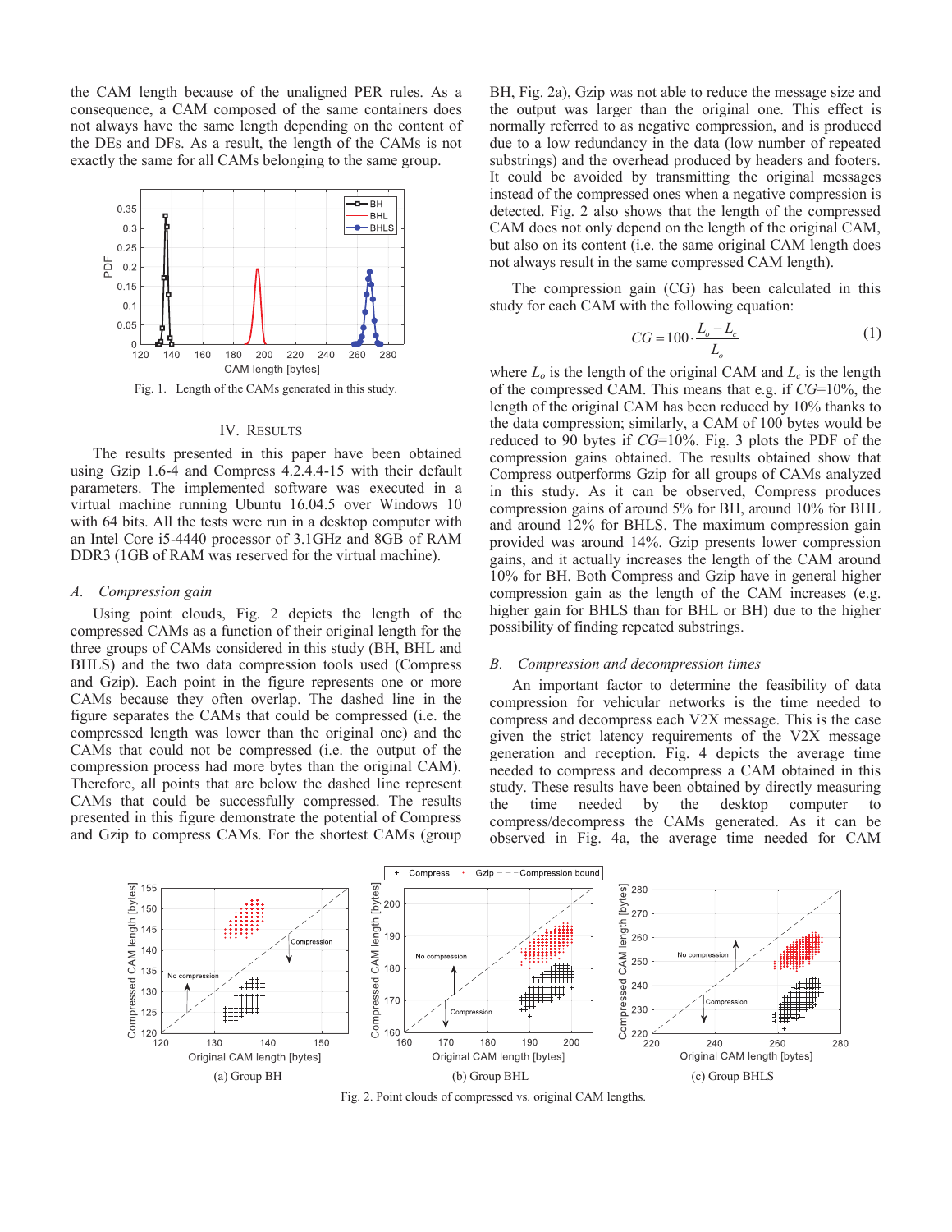the CAM length because of the unaligned PER rules. As a consequence, a CAM composed of the same containers does not always have the same length depending on the content of the DEs and DFs. As a result, the length of the CAMs is not exactly the same for all CAMs belonging to the same group.

Fig. 1. Length of the CAMs generated in this study.

## IV. Results

The results presented in this paper have been obtained using Gzip 1.6-4 and Compress 4.2.4.4-15 with their default parameters. The implemented software was executed in a virtual machine running Ubuntu 16.04.5 over Windows 10 with 64 bits. All the tests were run in a desktop computer with an Intel Core i5-4440 processor of 3.1GHz and 8GB of RAM DDR3 (1GB of RAM was reserved for the virtual machine).

### *A. Compression gain*

Using point clouds, Fig. 2 depicts the length of the compressed CAMs as a function of their original length for the three groups of CAMs considered in this study (BH, BHL and BHLS) and the two data compression tools used (Compress and Gzip). Each point in the figure represents one or more CAMs because they often overlap. The dashed line in the figure separates the CAMs that could be compressed (i.e. the compressed length was lower than the original one) and the CAMs that could not be compressed (i.e. the output of the compression process had more bytes than the original CAM). Therefore, all points that are below the dashed line represent CAMs that could be successfully compressed. The results presented in this figure demonstrate the potential of Compress and Gzip to compress CAMs. For the shortest CAMs (group BH, Fig. 2a), Gzip was not able to reduce the message size and the output was larger than the original one. This effect is normally referred to as negative compression, and is produced due to a low redundancy in the data (low number of repeated substrings) and the overhead produced by headers and footers. It could be avoided by transmitting the original messages instead of the compressed ones when a negative compression is detected. Fig. 2 also shows that the length of the compressed CAM does not only depend on the length of the original CAM, but also on its content (i.e. the same original CAM length does not always result in the same compressed CAM length).

The compression gain (CG) has been calculated in this study for each CAM with the following equation:

$$CG = 100 \cdot \frac{L_o - L_c}{L_o} \tag{1}$$

where $L_o$ is the length of the original CAM and $L_c$ is the length of the compressed CAM. This means that e.g. if $CG$=10%, the length of the original CAM has been reduced by 10% thanks to the data compression; similarly, a CAM of 100 bytes would be reduced to 90 bytes if $CG$=10%. Fig. 3 plots the PDF of the compression gains obtained. The results obtained show that Compress outperforms Gzip for all groups of CAMs analyzed in this study. As it can be observed, Compress produces compression gains of around 5% for BH, around 10% for BHL and around 12% for BHLS. The maximum compression gain provided was around 14%. Gzip presents lower compression gains, and it actually increases the length of the CAM around 10% for BH. Both Compress and Gzip have in general higher compression gain as the length of the CAM increases (e.g. higher gain for BHLS than for BHL or BH) due to the higher possibility of finding repeated substrings.

### *B. Compression and decompression times*

An important factor to determine the feasibility of data compression for vehicular networks is the time needed to compress and decompress each V2X message. This is the case given the strict latency requirements of the V2X message generation and reception. Fig. 4 depicts the average time needed to compress and decompress a CAM obtained in this study. These results have been obtained by directly measuring the time needed by the desktop computer to compress/decompress the CAMs generated. As it can be observed in Fig. 4a, the average time needed for CAM

(a) Group BH (b) Group BHL (c) Group BHLS

Fig. 2. Point clouds of compressed vs. original CAM lengths.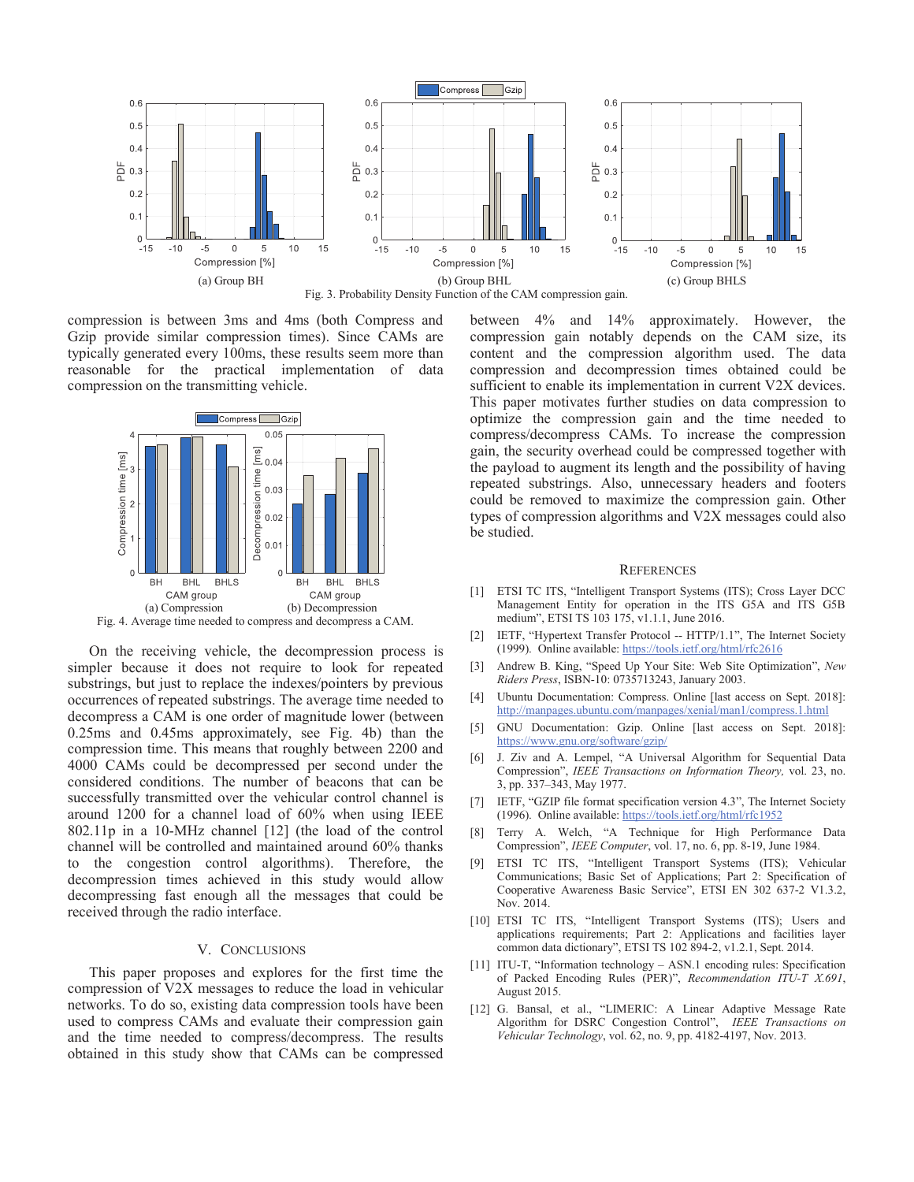Compress Gzip

0.6
0.5
0.4
0.3
0.2
0.1
0

PDF

-15 -10 -5 0 5 10 15

Compression [%]

(a) Group BH

(b) Group BHL

(c) Group BHLS

Fig. 3. Probability Density Function of the CAM compression gain.

compression is between 3ms and 4ms (both Compress and Gzip provide similar compression times). Since CAMs are typically generated every 100ms, these results seem more than reasonable for the practical implementation of data compression on the transmitting vehicle.

Compress Gzip

Compression time [ms]

4
3
2
1
0

BH BHL BHLS

CAM group

Decompression time [ms]

0.05
0.04
0.03
0.02
0.01
0

BH BHL BHLS

CAM group

(a) Compression

(b) Decompression

Fig. 4. Average time needed to compress and decompress a CAM.

On the receiving vehicle, the decompression process is simpler because it does not require to look for repeated substrings, but just to replace the indexes/pointers by previous occurrences of repeated substrings. The average time needed to decompress a CAM is one order of magnitude lower (between 0.25ms and 0.45ms approximately, see Fig. 4b) than the compression time. This means that roughly between 2200 and 4000 CAMs could be decompressed per second under the considered conditions. The number of beacons that can be successfully transmitted over the vehicular control channel is around 1200 for a channel load of 60% when using IEEE 802.11p in a 10-MHz channel [12] (the load of the control channel will be controlled and maintained around 60% thanks to the congestion control algorithms). Therefore, the decompression times achieved in this study would allow decompressing fast enough all the messages that could be received through the radio interface.

## V. Conclusions

This paper proposes and explores for the first time the compression of V2X messages to reduce the load in vehicular networks. To do so, existing data compression tools have been used to compress CAMs and evaluate their compression gain and the time needed to compress/decompress. The results obtained in this study show that CAMs can be compressed between 4% and 14% approximately. However, the compression gain notably depends on the CAM size, its content and the compression algorithm used. The data compression and decompression times obtained could be sufficient to enable its implementation in current V2X devices. This paper motivates further studies on data compression to optimize the compression gain and the time needed to compress/decompress CAMs. To increase the compression gain, the security overhead could be compressed together with the payload to augment its length and the possibility of having repeated substrings. Also, unnecessary headers and footers could be removed to maximize the compression gain. Other types of compression algorithms and V2X messages could also be studied.

## References

[1] ETSI TC ITS, "Intelligent Transport Systems (ITS); Cross Layer DCC Management Entity for operation in the ITS G5A and ITS G5B medium", ETSI TS 103 175, v1.1.1, June 2016.

[2] IETF, "Hypertext Transfer Protocol -- HTTP/1.1", The Internet Society (1999). Online available: https://tools.ietf.org/html/rfc2616

[3] Andrew B. King, "Speed Up Your Site: Web Site Optimization", *New Riders Press*, ISBN-10: 0735713243, January 2003.

[4] Ubuntu Documentation: Compress. Online [last access on Sept. 2018]: http://manpages.ubuntu.com/manpages/xenial/man1/compress.1.html

[5] GNU Documentation: Gzip. Online [last access on Sept. 2018]: https://www.gnu.org/software/gzip/

[6] J. Ziv and A. Lempel, "A Universal Algorithm for Sequential Data Compression", *IEEE Transactions on Information Theory,* vol. 23, no. 3, pp. 337–343, May 1977.

[7] IETF, "GZIP file format specification version 4.3", The Internet Society (1996). Online available: https://tools.ietf.org/html/rfc1952

[8] Terry A. Welch, "A Technique for High Performance Data Compression", *IEEE Computer*, vol. 17, no. 6, pp. 8-19, June 1984.

[9] ETSI TC ITS, "Intelligent Transport Systems (ITS); Vehicular Communications; Basic Set of Applications; Part 2: Specification of Cooperative Awareness Basic Service", ETSI EN 302 637-2 V1.3.2, Nov. 2014.

[10] ETSI TC ITS, "Intelligent Transport Systems (ITS); Users and applications requirements; Part 2: Applications and facilities layer common data dictionary", ETSI TS 102 894-2, v1.2.1, Sept. 2014.

[11] ITU-T, "Information technology – ASN.1 encoding rules: Specification of Packed Encoding Rules (PER)", *Recommendation ITU-T X.691*, August 2015.

[12] G. Bansal, et al., "LIMERIC: A Linear Adaptive Message Rate Algorithm for DSRC Congestion Control", *IEEE Transactions on Vehicular Technology*, vol. 62, no. 9, pp. 4182-4197, Nov. 2013.